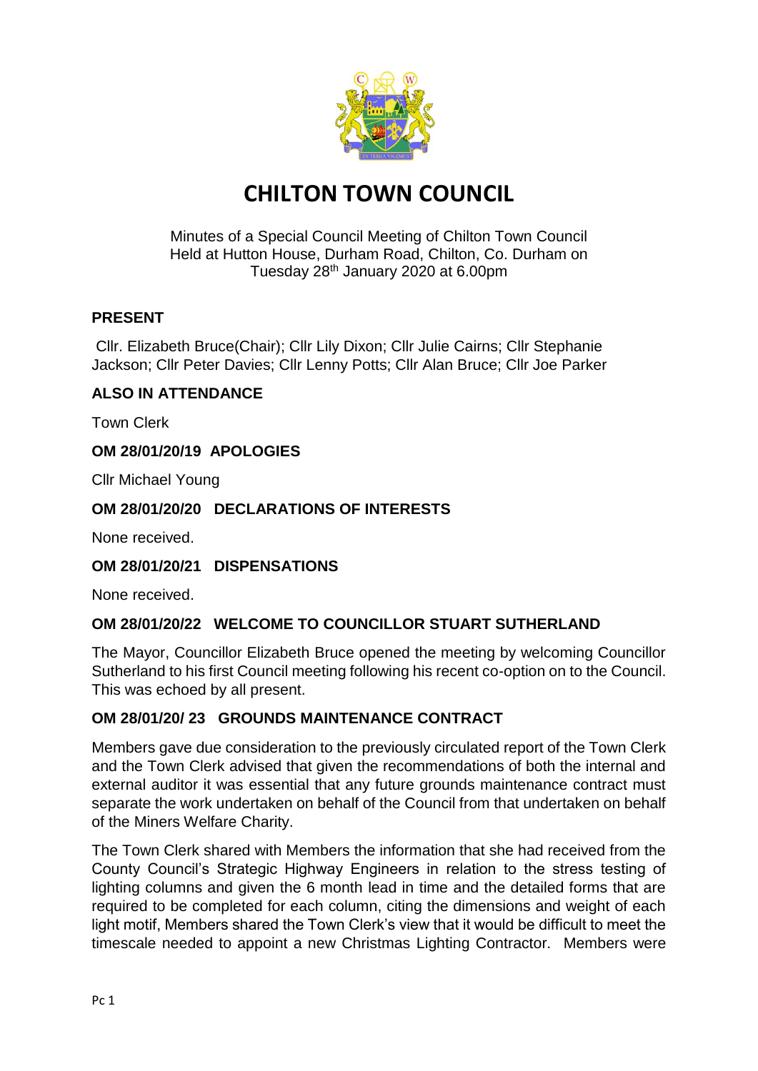# CHILTON TOWN COUNCIL

Minutes of a Special Council Meeting of Chilton Town Council
Held at Hutton House, Durham Road, Chilton, Co. Durham on
Tuesday 28th January 2020 at 6.00pm

**PRESENT**

Cllr. Elizabeth Bruce(Chair); Cllr Lily Dixon; Cllr Julie Cairns; Cllr Stephanie Jackson; Cllr Peter Davies; Cllr Lenny Potts; Cllr Alan Bruce; Cllr Joe Parker

**ALSO IN ATTENDANCE**

Town Clerk

**OM 28/01/20/19 APOLOGIES**

Cllr Michael Young

**OM 28/01/20/20 DECLARATIONS OF INTERESTS**

None received.

**OM 28/01/20/21 DISPENSATIONS**

None received.

**OM 28/01/20/22 WELCOME TO COUNCILLOR STUART SUTHERLAND**

The Mayor, Councillor Elizabeth Bruce opened the meeting by welcoming Councillor Sutherland to his first Council meeting following his recent co-option on to the Council. This was echoed by all present.

**OM 28/01/20/ 23 GROUNDS MAINTENANCE CONTRACT**

Members gave due consideration to the previously circulated report of the Town Clerk and the Town Clerk advised that given the recommendations of both the internal and external auditor it was essential that any future grounds maintenance contract must separate the work undertaken on behalf of the Council from that undertaken on behalf of the Miners Welfare Charity.

The Town Clerk shared with Members the information that she had received from the County Council's Strategic Highway Engineers in relation to the stress testing of lighting columns and given the 6 month lead in time and the detailed forms that are required to be completed for each column, citing the dimensions and weight of each light motif, Members shared the Town Clerk's view that it would be difficult to meet the timescale needed to appoint a new Christmas Lighting Contractor. Members were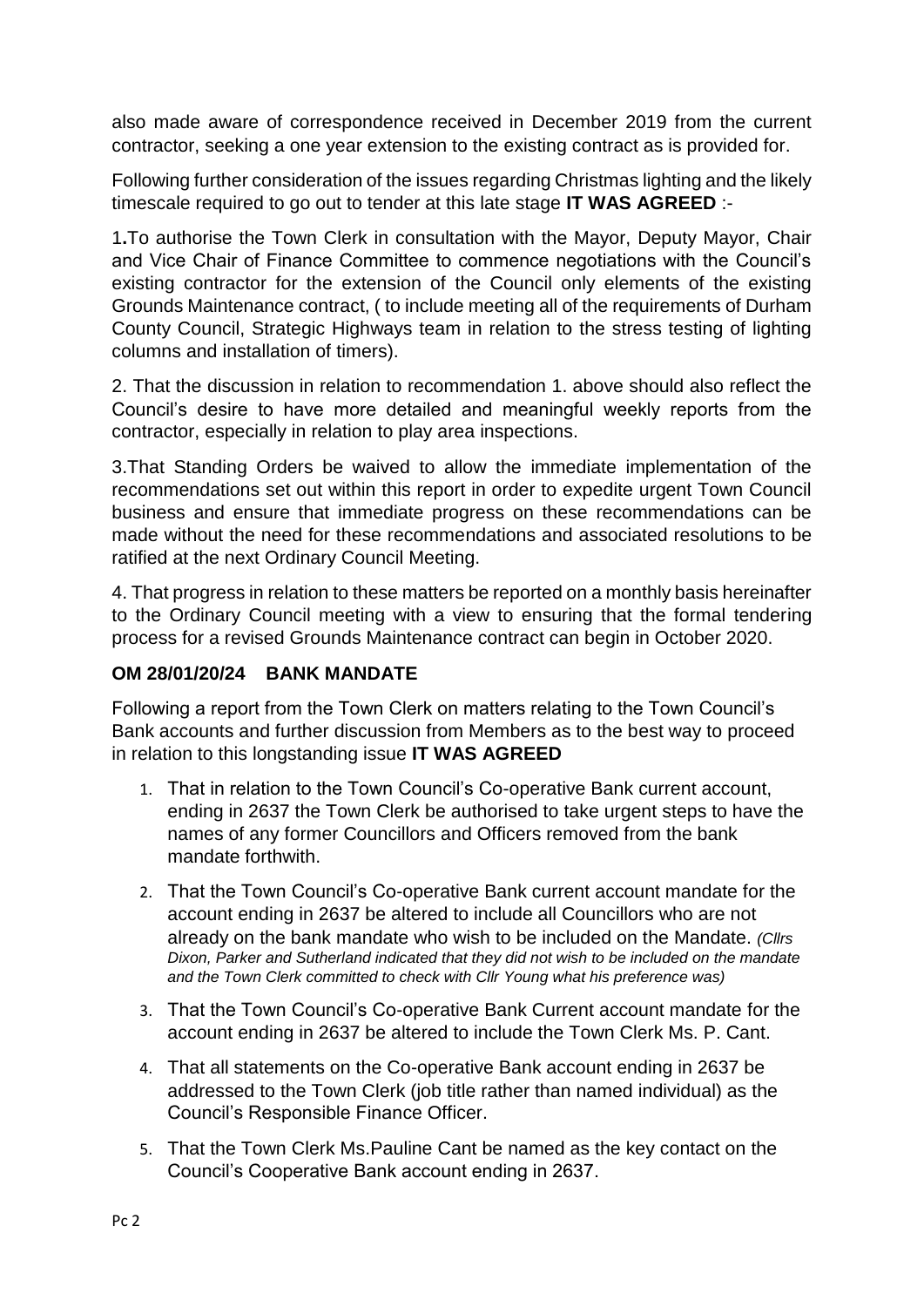also made aware of correspondence received in December 2019 from the current contractor, seeking a one year extension to the existing contract as is provided for.

Following further consideration of the issues regarding Christmas lighting and the likely timescale required to go out to tender at this late stage **IT WAS AGREED** :-

1**.**To authorise the Town Clerk in consultation with the Mayor, Deputy Mayor, Chair and Vice Chair of Finance Committee to commence negotiations with the Council's existing contractor for the extension of the Council only elements of the existing Grounds Maintenance contract, ( to include meeting all of the requirements of Durham County Council, Strategic Highways team in relation to the stress testing of lighting columns and installation of timers).

2. That the discussion in relation to recommendation 1. above should also reflect the Council's desire to have more detailed and meaningful weekly reports from the contractor, especially in relation to play area inspections.

3.That Standing Orders be waived to allow the immediate implementation of the recommendations set out within this report in order to expedite urgent Town Council business and ensure that immediate progress on these recommendations can be made without the need for these recommendations and associated resolutions to be ratified at the next Ordinary Council Meeting.

4. That progress in relation to these matters be reported on a monthly basis hereinafter to the Ordinary Council meeting with a view to ensuring that the formal tendering process for a revised Grounds Maintenance contract can begin in October 2020.

### OM 28/01/20/24 BANK MANDATE

Following a report from the Town Clerk on matters relating to the Town Council's Bank accounts and further discussion from Members as to the best way to proceed in relation to this longstanding issue **IT WAS AGREED**

1. That in relation to the Town Council's Co-operative Bank current account, ending in 2637 the Town Clerk be authorised to take urgent steps to have the names of any former Councillors and Officers removed from the bank mandate forthwith.
2. That the Town Council's Co-operative Bank current account mandate for the account ending in 2637 be altered to include all Councillors who are not already on the bank mandate who wish to be included on the Mandate. *(Cllrs Dixon, Parker and Sutherland indicated that they did not wish to be included on the mandate and the Town Clerk committed to check with Cllr Young what his preference was)*
3. That the Town Council's Co-operative Bank Current account mandate for the account ending in 2637 be altered to include the Town Clerk Ms. P. Cant.
4. That all statements on the Co-operative Bank account ending in 2637 be addressed to the Town Clerk (job title rather than named individual) as the Council's Responsible Finance Officer.
5. That the Town Clerk Ms.Pauline Cant be named as the key contact on the Council's Cooperative Bank account ending in 2637.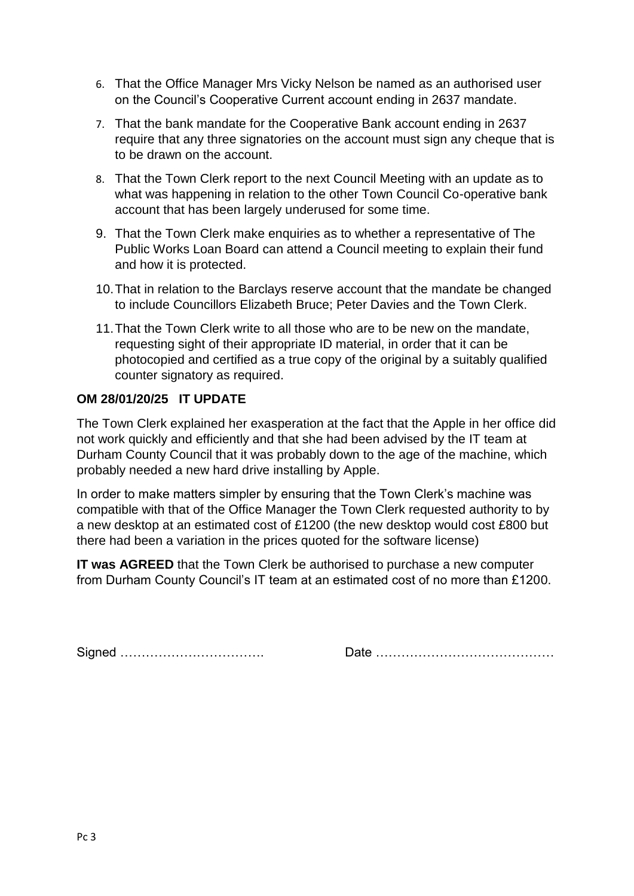6. That the Office Manager Mrs Vicky Nelson be named as an authorised user on the Council's Cooperative Current account ending in 2637 mandate.
7. That the bank mandate for the Cooperative Bank account ending in 2637 require that any three signatories on the account must sign any cheque that is to be drawn on the account.
8. That the Town Clerk report to the next Council Meeting with an update as to what was happening in relation to the other Town Council Co-operative bank account that has been largely underused for some time.
9. That the Town Clerk make enquiries as to whether a representative of The Public Works Loan Board can attend a Council meeting to explain their fund and how it is protected.
10. That in relation to the Barclays reserve account that the mandate be changed to include Councillors Elizabeth Bruce; Peter Davies and the Town Clerk.
11. That the Town Clerk write to all those who are to be new on the mandate, requesting sight of their appropriate ID material, in order that it can be photocopied and certified as a true copy of the original by a suitably qualified counter signatory as required.

**OM 28/01/20/25 IT UPDATE**

The Town Clerk explained her exasperation at the fact that the Apple in her office did not work quickly and efficiently and that she had been advised by the IT team at Durham County Council that it was probably down to the age of the machine, which probably needed a new hard drive installing by Apple.

In order to make matters simpler by ensuring that the Town Clerk's machine was compatible with that of the Office Manager the Town Clerk requested authority to by a new desktop at an estimated cost of £1200 (the new desktop would cost £800 but there had been a variation in the prices quoted for the software license)

**IT was AGREED** that the Town Clerk be authorised to purchase a new computer from Durham County Council's IT team at an estimated cost of no more than £1200.

Signed ……………………………. Date …………………………………